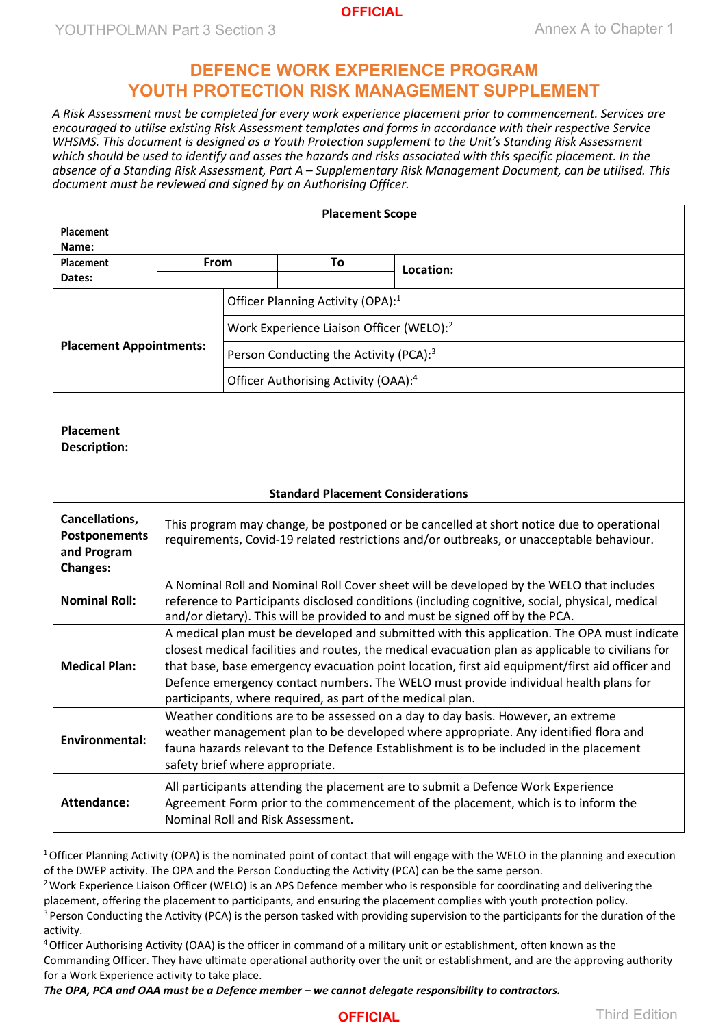# DEFENCE WORK EXPERIENCE PROGRAM
# YOUTH PROTECTION RISK MANAGEMENT SUPPLEMENT

*A Risk Assessment must be completed for every work experience placement prior to commencement. Services are encouraged to utilise existing Risk Assessment templates and forms in accordance with their respective Service WHSMS. This document is designed as a Youth Protection supplement to the Unit's Standing Risk Assessment which should be used to identify and asses the hazards and risks associated with this specific placement. In the absence of a Standing Risk Assessment, Part A – Supplementary Risk Management Document, can be utilised. This document must be reviewed and signed by an Authorising Officer.*

| **Placement Scope** | | | | |
|---|---|---|---|---|
| **Placement Name:** | | | | |
| **Placement Dates:** | **From** | **To** | **Location:** | |
| | | | | |
| **Placement Appointments:** | Officer Planning Activity (OPA):[1] | | | |
| | Work Experience Liaison Officer (WELO):[2] | | | |
| | Person Conducting the Activity (PCA):[3] | | | |
| | Officer Authorising Activity (OAA):[4] | | | |
| **Placement Description:** | | | | |
| **Standard Placement Considerations** | | | | |
| **Cancellations, Postponements and Program Changes:** | This program may change, be postponed or be cancelled at short notice due to operational requirements, Covid-19 related restrictions and/or outbreaks, or unacceptable behaviour. | | | |
| **Nominal Roll:** | A Nominal Roll and Nominal Roll Cover sheet will be developed by the WELO that includes reference to Participants disclosed conditions (including cognitive, social, physical, medical and/or dietary). This will be provided to and must be signed off by the PCA. | | | |
| **Medical Plan:** | A medical plan must be developed and submitted with this application. The OPA must indicate closest medical facilities and routes, the medical evacuation plan as applicable to civilians for that base, base emergency evacuation point location, first aid equipment/first aid officer and Defence emergency contact numbers. The WELO must provide individual health plans for participants, where required, as part of the medical plan. | | | |
| **Environmental:** | Weather conditions are to be assessed on a day to day basis. However, an extreme weather management plan to be developed where appropriate. Any identified flora and fauna hazards relevant to the Defence Establishment is to be included in the placement safety brief where appropriate. | | | |
| **Attendance:** | All participants attending the placement are to submit a Defence Work Experience Agreement Form prior to the commencement of the placement, which is to inform the Nominal Roll and Risk Assessment. | | | |

[1] Officer Planning Activity (OPA) is the nominated point of contact that will engage with the WELO in the planning and execution of the DWEP activity. The OPA and the Person Conducting the Activity (PCA) can be the same person.

[2] Work Experience Liaison Officer (WELO) is an APS Defence member who is responsible for coordinating and delivering the placement, offering the placement to participants, and ensuring the placement complies with youth protection policy.

[3] Person Conducting the Activity (PCA) is the person tasked with providing supervision to the participants for the duration of the activity.

[4] Officer Authorising Activity (OAA) is the officer in command of a military unit or establishment, often known as the Commanding Officer. They have ultimate operational authority over the unit or establishment, and are the approving authority for a Work Experience activity to take place.

***The OPA, PCA and OAA must be a Defence member – we cannot delegate responsibility to contractors.***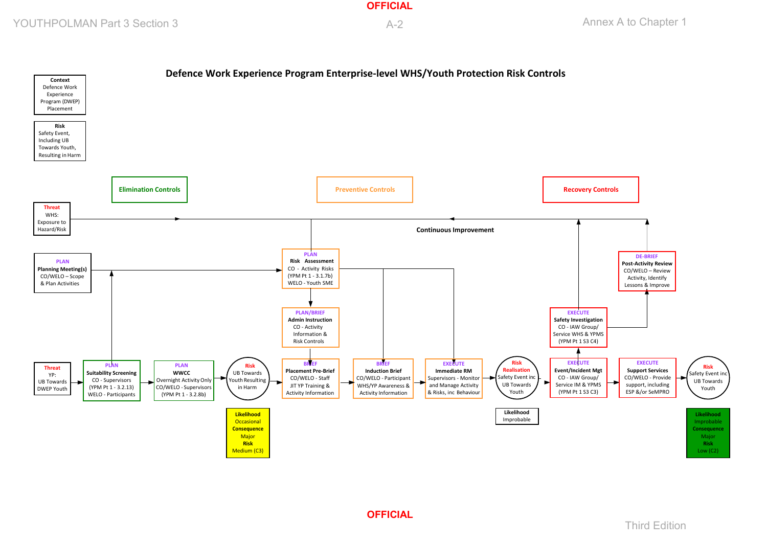# Defence Work Experience Program Enterprise-level WHS/Youth Protection Risk Controls

**Context**
Defence Work Experience Program (DWEP) Placement

**Risk**
Safety Event, Including UB Towards Youth, Resulting in Harm

**Elimination Controls** | **Preventive Controls** | **Recovery Controls**

**Threat**
WHS: Exposure to Hazard/Risk

**Continuous Improvement**

**PLAN**
**Planning Meeting(s)**
CO/WELO – Scope & Plan Activities

**PLAN**
**Risk Assessment**
CO - Activity Risks (YPM Pt 1 - 3.1.7b)
WELO - Youth SME

**PLAN/BRIEF**
**Admin Instruction**
CO - Activity Information & Risk Controls

**DE-BRIEF**
**Post-Activity Review**
CO/WELO – Review Activity, Identify Lessons & Improve

**EXECUTE**
**Safety Investigation**
CO - IAW Group/ Service WHS & YPMS (YPM Pt 1 S3 C4)

**Threat**
YP: UB Towards DWEP Youth

**PLAN**
**Suitability Screening**
CO - Supervisors (YPM Pt 1 - 3.2.13)
WELO - Participants

**PLAN**
**WWCC**
Overnight Activity Only
CO/WELO - Supervisors (YPM Pt 1 - 3.2.8b)

**Risk**
UB Towards Youth Resulting in Harm

| Likelihood | Consequence | Risk |
| --- | --- | --- |
| Occasional | Major | Medium (C3) |

**BRIEF**
**Placement Pre-Brief**
CO/WELO - Staff JIT YP Training & Activity Information

**BRIEF**
**Induction Brief**
CO/WELO - Participant WHS/YP Awareness & Activity Information

**EXECUTE**
**Immediate RM**
Supervisors - Monitor and Manage Activity & Risks, inc Behaviour

**Risk Realisation**
Safety Event inc UB Towards Youth

| Likelihood |
| --- |
| Improbable |

**EXECUTE**
**Event/Incident Mgt**
CO - IAW Group/ Service IM & YPMS (YPM Pt 1 S3 C3)

**EXECUTE**
**Support Services**
CO/WELO - Provide support, including ESP &/or SeMPRO

**Risk**
Safety Event inc UB Towards Youth

| Likelihood | Consequence | Risk |
| --- | --- | --- |
| Improbable | Major | Low (C2) |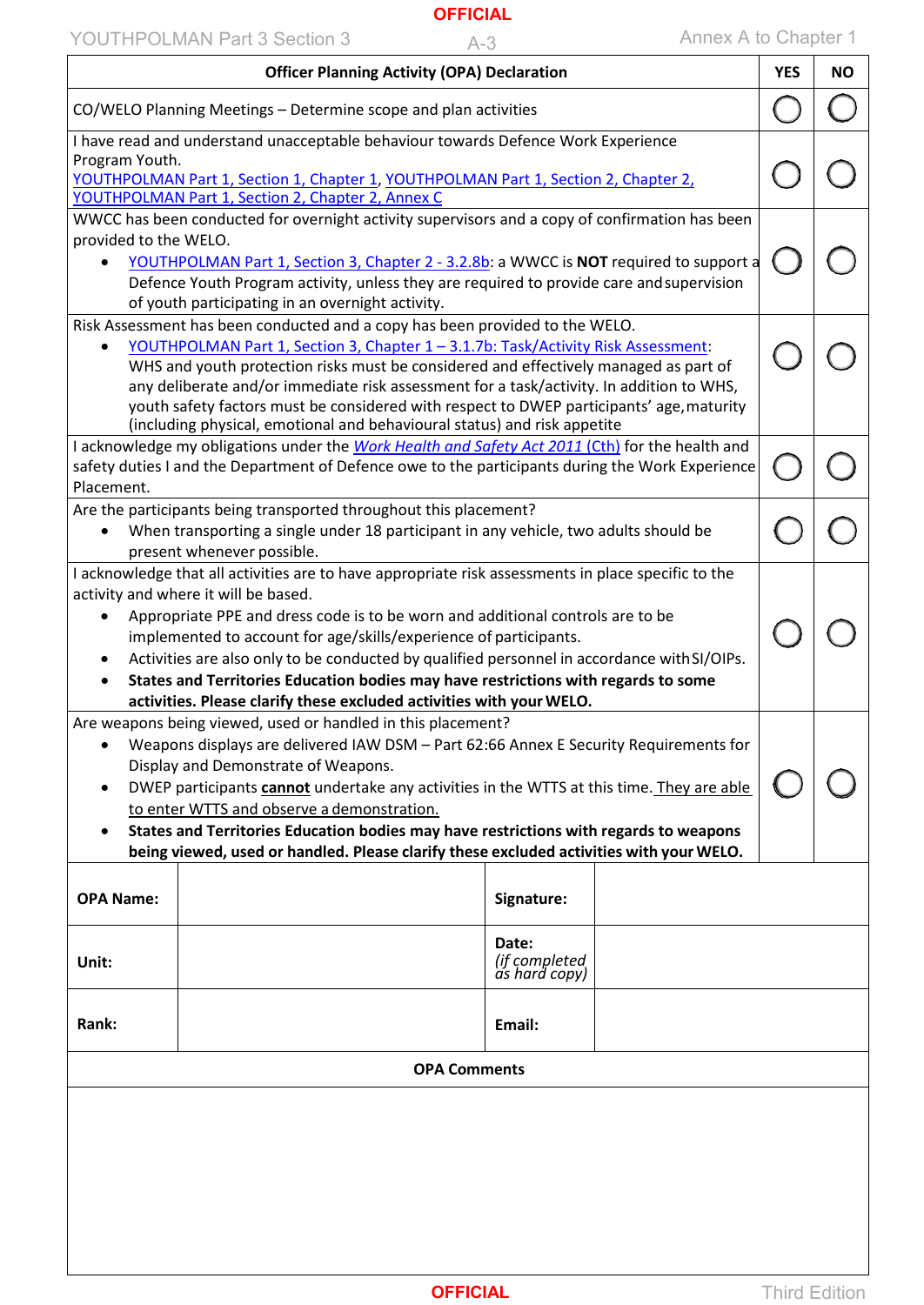| Officer Planning Activity (OPA) Declaration | YES | NO |
|---|---|---|
| CO/WELO Planning Meetings – Determine scope and plan activities | ◯ | ◯ |
| I have read and understand unacceptable behaviour towards Defence Work Experience Program Youth. YOUTHPOLMAN Part 1, Section 1, Chapter 1, YOUTHPOLMAN Part 1, Section 2, Chapter 2, YOUTHPOLMAN Part 1, Section 2, Chapter 2, Annex C | ◯ | ◯ |
| WWCC has been conducted for overnight activity supervisors and a copy of confirmation has been provided to the WELO. <br>• YOUTHPOLMAN Part 1, Section 3, Chapter 2 - 3.2.8b: a WWCC is **NOT** required to support a Defence Youth Program activity, unless they are required to provide care and supervision of youth participating in an overnight activity. | ◯ | ◯ |
| Risk Assessment has been conducted and a copy has been provided to the WELO. <br>• YOUTHPOLMAN Part 1, Section 3, Chapter 1 – 3.1.7b: Task/Activity Risk Assessment: WHS and youth protection risks must be considered and effectively managed as part of any deliberate and/or immediate risk assessment for a task/activity. In addition to WHS, youth safety factors must be considered with respect to DWEP participants' age, maturity (including physical, emotional and behavioural status) and risk appetite | ◯ | ◯ |
| I acknowledge my obligations under the *Work Health and Safety Act 2011* (Cth) for the health and safety duties I and the Department of Defence owe to the participants during the Work Experience Placement. | ◯ | ◯ |
| Are the participants being transported throughout this placement? <br>• When transporting a single under 18 participant in any vehicle, two adults should be present whenever possible. | ◯ | ◯ |
| I acknowledge that all activities are to have appropriate risk assessments in place specific to the activity and where it will be based. <br>• Appropriate PPE and dress code is to be worn and additional controls are to be implemented to account for age/skills/experience of participants. <br>• Activities are also only to be conducted by qualified personnel in accordance with SI/OIPs. <br>• **States and Territories Education bodies may have restrictions with regards to some activities. Please clarify these excluded activities with your WELO.** | ◯ | ◯ |
| Are weapons being viewed, used or handled in this placement? <br>• Weapons displays are delivered IAW DSM – Part 62:66 Annex E Security Requirements for Display and Demonstrate of Weapons. <br>• DWEP participants **cannot** undertake any activities in the WTTS at this time. They are able to enter WTTS and observe a demonstration. <br>• **States and Territories Education bodies may have restrictions with regards to weapons being viewed, used or handled. Please clarify these excluded activities with your WELO.** | ◯ | ◯ |

| | | | |
|---|---|---|---|
| **OPA Name:** | | **Signature:** | |
| **Unit:** | | **Date:** *(if completed as hard copy)* | |
| **Rank:** | | **Email:** | |

| OPA Comments |
|---|
| |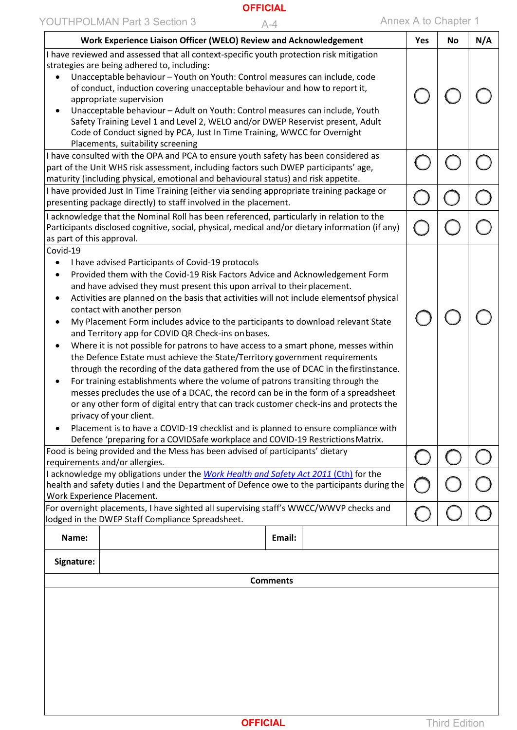| Work Experience Liaison Officer (WELO) Review and Acknowledgement | Yes | No | N/A |
|---|---|---|---|
| I have reviewed and assessed that all context-specific youth protection risk mitigation strategies are being adhered to, including:<br>• Unacceptable behaviour – Youth on Youth: Control measures can include, code of conduct, induction covering unacceptable behaviour and how to report it, appropriate supervision<br>• Unacceptable behaviour – Adult on Youth: Control measures can include, Youth Safety Training Level 1 and Level 2, WELO and/or DWEP Reservist present, Adult Code of Conduct signed by PCA, Just In Time Training, WWCC for Overnight Placements, suitability screening | ◯ | ◯ | ◯ |
| I have consulted with the OPA and PCA to ensure youth safety has been considered as part of the Unit WHS risk assessment, including factors such DWEP participants' age, maturity (including physical, emotional and behavioural status) and risk appetite. | ◯ | ◯ | ◯ |
| I have provided Just In Time Training (either via sending appropriate training package or presenting package directly) to staff involved in the placement. | ◯ | ◯ | ◯ |
| I acknowledge that the Nominal Roll has been referenced, particularly in relation to the Participants disclosed cognitive, social, physical, medical and/or dietary information (if any) as part of this approval. | ◯ | ◯ | ◯ |
| Covid-19<br>• I have advised Participants of Covid-19 protocols<br>• Provided them with the Covid-19 Risk Factors Advice and Acknowledgement Form and have advised they must present this upon arrival to their placement.<br>• Activities are planned on the basis that activities will not include elements of physical contact with another person<br>• My Placement Form includes advice to the participants to download relevant State and Territory app for COVID QR Check-ins on bases.<br>• Where it is not possible for patrons to have access to a smart phone, messes within the Defence Estate must achieve the State/Territory government requirements through the recording of the data gathered from the use of DCAC in the first instance.<br>• For training establishments where the volume of patrons transiting through the messes precludes the use of a DCAC, the record can be in the form of a spreadsheet or any other form of digital entry that can track customer check-ins and protects the privacy of your client.<br>• Placement is to have a COVID-19 checklist and is planned to ensure compliance with Defence 'preparing for a COVIDSafe workplace and COVID-19 Restrictions Matrix. | ◯ | ◯ | ◯ |
| Food is being provided and the Mess has been advised of participants' dietary requirements and/or allergies. | ◯ | ◯ | ◯ |
| I acknowledge my obligations under the *Work Health and Safety Act 2011* (Cth) for the health and safety duties I and the Department of Defence owe to the participants during the Work Experience Placement. | ◯ | ◯ | ◯ |
| For overnight placements, I have sighted all supervising staff's WWCC/WWVP checks and lodged in the DWEP Staff Compliance Spreadsheet. | ◯ | ◯ | ◯ |

| **Name:** | | **Email:** | |
|---|---|---|---|
| **Signature:** | | | |

**Comments**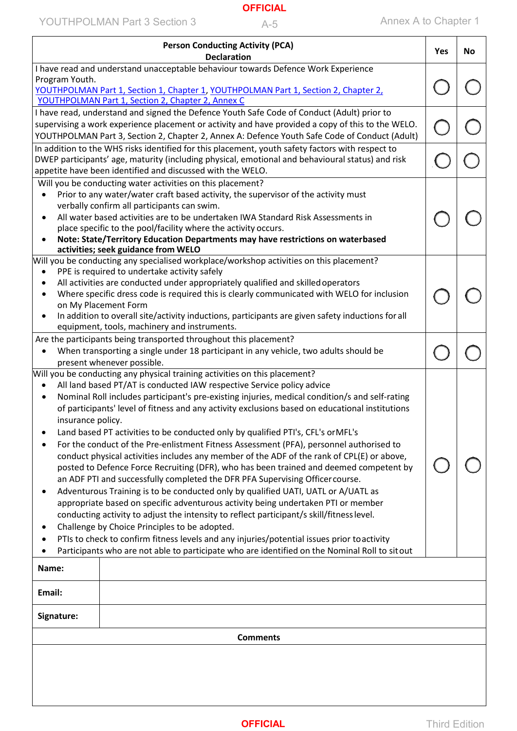| Person Conducting Activity (PCA) Declaration | Yes | No |
|---|---|---|
| I have read and understand unacceptable behaviour towards Defence Work Experience Program Youth. YOUTHPOLMAN Part 1, Section 1, Chapter 1, YOUTHPOLMAN Part 1, Section 2, Chapter 2, YOUTHPOLMAN Part 1, Section 2, Chapter 2, Annex C | ◯ | ◯ |
| I have read, understand and signed the Defence Youth Safe Code of Conduct (Adult) prior to supervising a work experience placement or activity and have provided a copy of this to the WELO. YOUTHPOLMAN Part 3, Section 2, Chapter 2, Annex A: Defence Youth Safe Code of Conduct (Adult) | ◯ | ◯ |
| In addition to the WHS risks identified for this placement, youth safety factors with respect to DWEP participants' age, maturity (including physical, emotional and behavioural status) and risk appetite have been identified and discussed with the WELO. | ◯ | ◯ |
| Will you be conducting water activities on this placement?<br>• Prior to any water/water craft based activity, the supervisor of the activity must verbally confirm all participants can swim.<br>• All water based activities are to be undertaken IWA Standard Risk Assessments in place specific to the pool/facility where the activity occurs.<br>• **Note: State/Territory Education Departments may have restrictions on waterbased activities; seek guidance from WELO** | ◯ | ◯ |
| Will you be conducting any specialised workplace/workshop activities on this placement?<br>• PPE is required to undertake activity safely<br>• All activities are conducted under appropriately qualified and skilled operators<br>• Where specific dress code is required this is clearly communicated with WELO for inclusion on My Placement Form<br>• In addition to overall site/activity inductions, participants are given safety inductions for all equipment, tools, machinery and instruments. | ◯ | ◯ |
| Are the participants being transported throughout this placement?<br>• When transporting a single under 18 participant in any vehicle, two adults should be present whenever possible. | ◯ | ◯ |
| Will you be conducting any physical training activities on this placement?<br>• All land based PT/AT is conducted IAW respective Service policy advice<br>• Nominal Roll includes participant's pre-existing injuries, medical condition/s and self-rating of participants' level of fitness and any activity exclusions based on educational institutions insurance policy.<br>• Land based PT activities to be conducted only by qualified PTI's, CFL's or MFL's<br>• For the conduct of the Pre-enlistment Fitness Assessment (PFA), personnel authorised to conduct physical activities includes any member of the ADF of the rank of CPL(E) or above, posted to Defence Force Recruiting (DFR), who has been trained and deemed competent by an ADF PTI and successfully completed the DFR PFA Supervising Officer course.<br>• Adventurous Training is to be conducted only by qualified UATI, UATL or A/UATL as appropriate based on specific adventurous activity being undertaken PTI or member conducting activity to adjust the intensity to reflect participant/s skill/fitness level.<br>• Challenge by Choice Principles to be adopted.<br>• PTIs to check to confirm fitness levels and any injuries/potential issues prior to activity<br>• Participants who are not able to participate who are identified on the Nominal Roll to sit out | ◯ | ◯ |

| | |
|---|---|
| **Name:** | |
| **Email:** | |
| **Signature:** | |

| Comments |
|---|
| |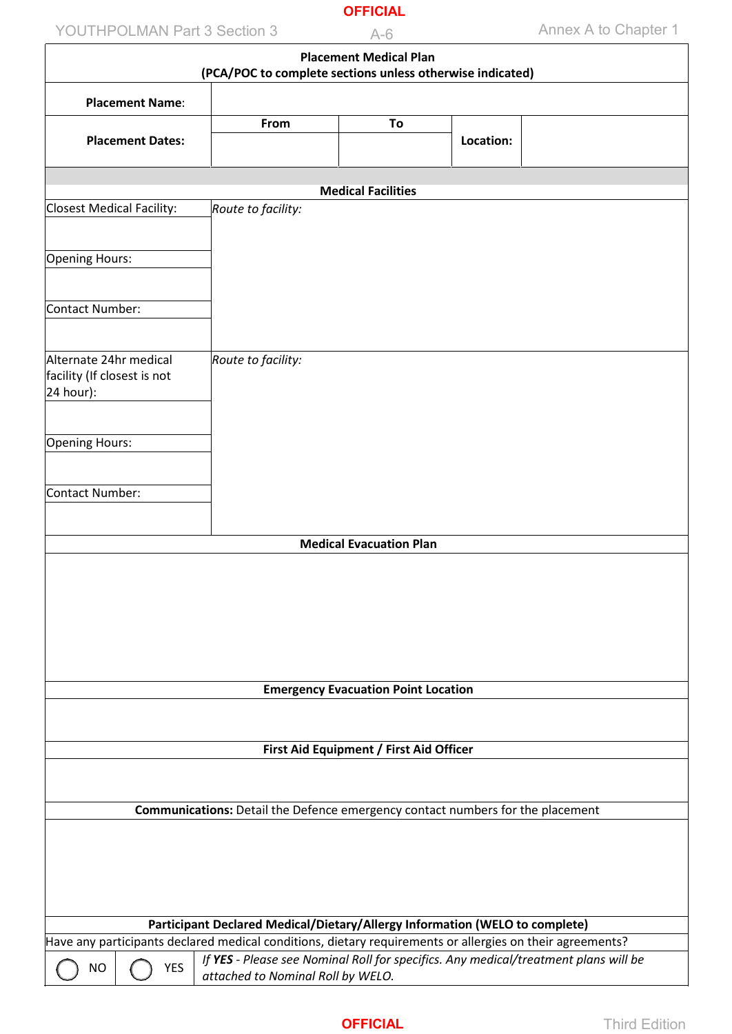## Placement Medical Plan

**(PCA/POC to complete sections unless otherwise indicated)**

| **Placement Name:** | | | | |
|---|---|---|---|---|
| **Placement Dates:** | **From** | **To** | **Location:** | |
| | | | | |

### Medical Facilities

| Closest Medical Facility: | *Route to facility:* |
|---|---|
| | |
| Opening Hours: | |
| | |
| Contact Number: | |
| | |
| Alternate 24hr medical facility (If closest is not 24 hour): | *Route to facility:* |
| | |
| Opening Hours: | |
| | |
| Contact Number: | |
| | |

### Medical Evacuation Plan

&nbsp;

### Emergency Evacuation Point Location

&nbsp;

### First Aid Equipment / First Aid Officer

&nbsp;

**Communications:** Detail the Defence emergency contact numbers for the placement

&nbsp;

### Participant Declared Medical/Dietary/Allergy Information (WELO to complete)

Have any participants declared medical conditions, dietary requirements or allergies on their agreements?

| ◯ NO | ◯ YES | *If **YES** - Please see Nominal Roll for specifics. Any medical/treatment plans will be attached to Nominal Roll by WELO.* |
|---|---|---|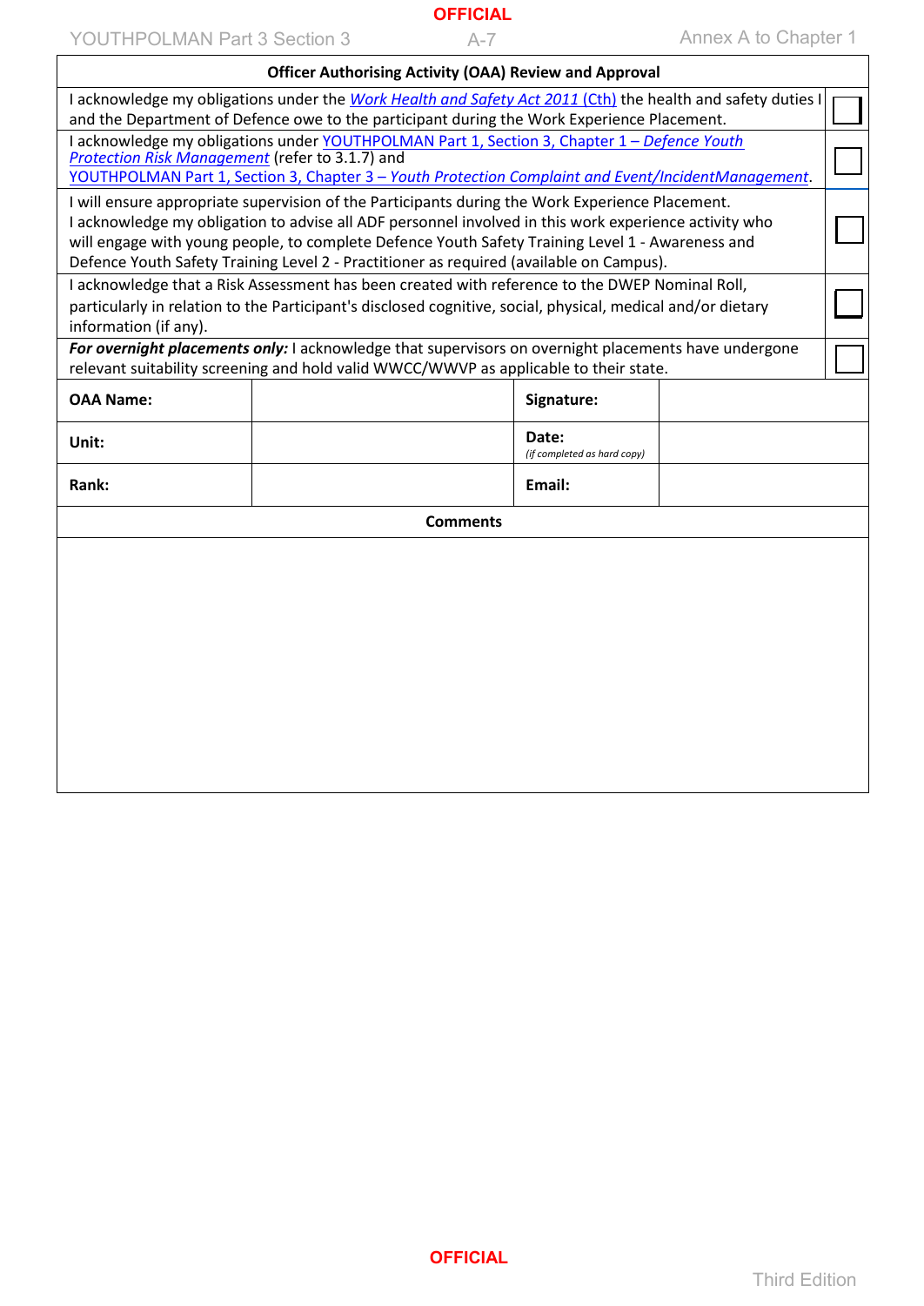| Officer Authorising Activity (OAA) Review and Approval | |
|---|---|
| I acknowledge my obligations under the *Work Health and Safety Act 2011* (Cth) the health and safety duties I and the Department of Defence owe to the participant during the Work Experience Placement. | ☐ |
| I acknowledge my obligations under YOUTHPOLMAN Part 1, Section 3, Chapter 1 – *Defence Youth Protection Risk Management* (refer to 3.1.7) and YOUTHPOLMAN Part 1, Section 3, Chapter 3 – *Youth Protection Complaint and Event/IncidentManagement*. | ☐ |
| I will ensure appropriate supervision of the Participants during the Work Experience Placement.<br>I acknowledge my obligation to advise all ADF personnel involved in this work experience activity who will engage with young people, to complete Defence Youth Safety Training Level 1 - Awareness and Defence Youth Safety Training Level 2 - Practitioner as required (available on Campus). | ☐ |
| I acknowledge that a Risk Assessment has been created with reference to the DWEP Nominal Roll, particularly in relation to the Participant's disclosed cognitive, social, physical, medical and/or dietary information (if any). | ☐ |
| ***For overnight placements only:*** I acknowledge that supervisors on overnight placements have undergone relevant suitability screening and hold valid WWCC/WWVP as applicable to their state. | ☐ |

| | | | |
|---|---|---|---|
| **OAA Name:** | | **Signature:** | |
| **Unit:** | | **Date:**<br>*(if completed as hard copy)* | |
| **Rank:** | | **Email:** | |

| Comments |
|---|
| |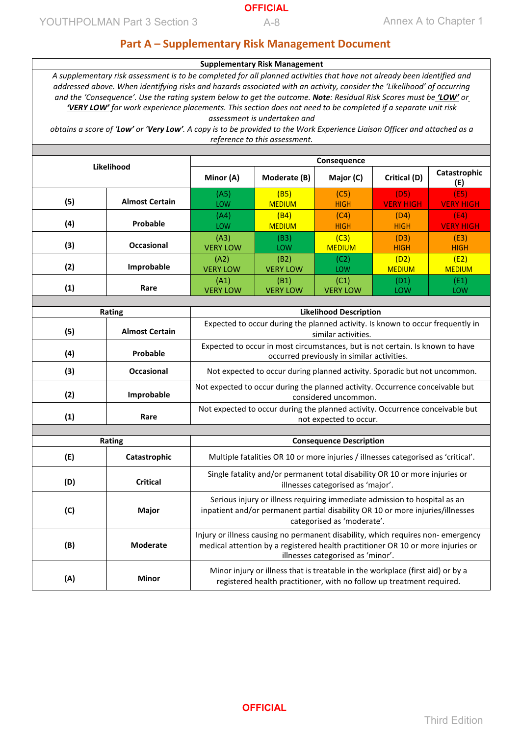## Part A – Supplementary Risk Management Document

| Supplementary Risk Management |
|---|
| *A supplementary risk assessment is to be completed for all planned activities that have not already been identified and addressed above. When identifying risks and hazards associated with an activity, consider the 'Likelihood' of occurring and the 'Consequence'. Use the rating system below to get the outcome.* ***Note****: Residual Risk Scores must be* ***'LOW'*** *or* ***'VERY LOW'*** *for work experience placements. This section does not need to be completed if a separate unit risk assessment is undertaken and obtains a score of* ***'Low'*** *or* ***'Very Low'****. A copy is to be provided to the Work Experience Liaison Officer and attached as a reference to this assessment.* |

| Likelihood | | Consequence | | | | |
|---|---|---|---|---|---|---|
| | | **Minor (A)** | **Moderate (B)** | **Major (C)** | **Critical (D)** | **Catastrophic (E)** |
| **(5)** | **Almost Certain** | (A5) LOW | (B5) MEDIUM | (C5) HIGH | (D5) VERY HIGH | (E5) VERY HIGH |
| **(4)** | **Probable** | (A4) LOW | (B4) MEDIUM | (C4) HIGH | (D4) HIGH | (E4) VERY HIGH |
| **(3)** | **Occasional** | (A3) VERY LOW | (B3) LOW | (C3) MEDIUM | (D3) HIGH | (E3) HIGH |
| **(2)** | **Improbable** | (A2) VERY LOW | (B2) VERY LOW | (C2) LOW | (D2) MEDIUM | (E2) MEDIUM |
| **(1)** | **Rare** | (A1) VERY LOW | (B1) VERY LOW | (C1) VERY LOW | (D1) LOW | (E1) LOW |

| Rating | | Likelihood Description |
|---|---|---|
| **(5)** | **Almost Certain** | Expected to occur during the planned activity. Is known to occur frequently in similar activities. |
| **(4)** | **Probable** | Expected to occur in most circumstances, but is not certain. Is known to have occurred previously in similar activities. |
| **(3)** | **Occasional** | Not expected to occur during planned activity. Sporadic but not uncommon. |
| **(2)** | **Improbable** | Not expected to occur during the planned activity. Occurrence conceivable but considered uncommon. |
| **(1)** | **Rare** | Not expected to occur during the planned activity. Occurrence conceivable but not expected to occur. |

| Rating | | Consequence Description |
|---|---|---|
| **(E)** | **Catastrophic** | Multiple fatalities OR 10 or more injuries / illnesses categorised as 'critical'. |
| **(D)** | **Critical** | Single fatality and/or permanent total disability OR 10 or more injuries or illnesses categorised as 'major'. |
| **(C)** | **Major** | Serious injury or illness requiring immediate admission to hospital as an inpatient and/or permanent partial disability OR 10 or more injuries/illnesses categorised as 'moderate'. |
| **(B)** | **Moderate** | Injury or illness causing no permanent disability, which requires non- emergency medical attention by a registered health practitioner OR 10 or more injuries or illnesses categorised as 'minor'. |
| **(A)** | **Minor** | Minor injury or illness that is treatable in the workplace (first aid) or by a registered health practitioner, with no follow up treatment required. |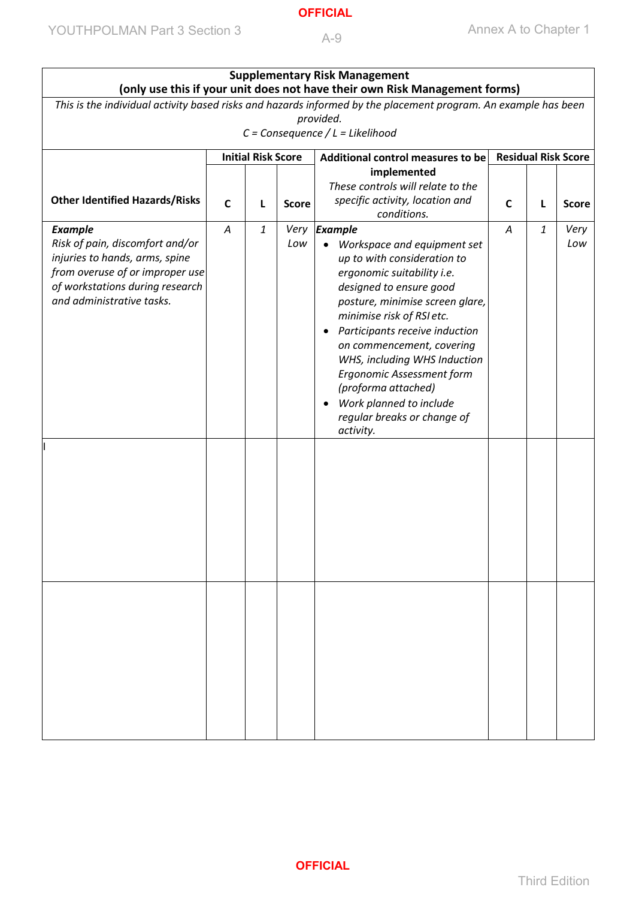| Supplementary Risk Management (only use this if your unit does not have their own Risk Management forms) | | | | | | | |
|---|---|---|---|---|---|---|---|
| *This is the individual activity based risks and hazards informed by the placement program. An example has been provided.* *C = Consequence / L = Likelihood* | | | | | | | |
| **Other Identified Hazards/Risks** | **Initial Risk Score** | | | **Additional control measures to be implemented** *These controls will relate to the specific activity, location and conditions.* | **Residual Risk Score** | | |
| | **C** | **L** | **Score** | | **C** | **L** | **Score** |
| ***Example*** *Risk of pain, discomfort and/or injuries to hands, arms, spine from overuse of or improper use of workstations during research and administrative tasks.* | *A* | *1* | *Very Low* | ***Example*** <br>• *Workspace and equipment set up to with consideration to ergonomic suitability i.e. designed to ensure good posture, minimise screen glare, minimise risk of RSI etc.* <br>• *Participants receive induction on commencement, covering WHS, including WHS Induction Ergonomic Assessment form (proforma attached)* <br>• *Work planned to include regular breaks or change of activity.* | *A* | *1* | *Very Low* |
| | | | | | | | |
| | | | | | | | |